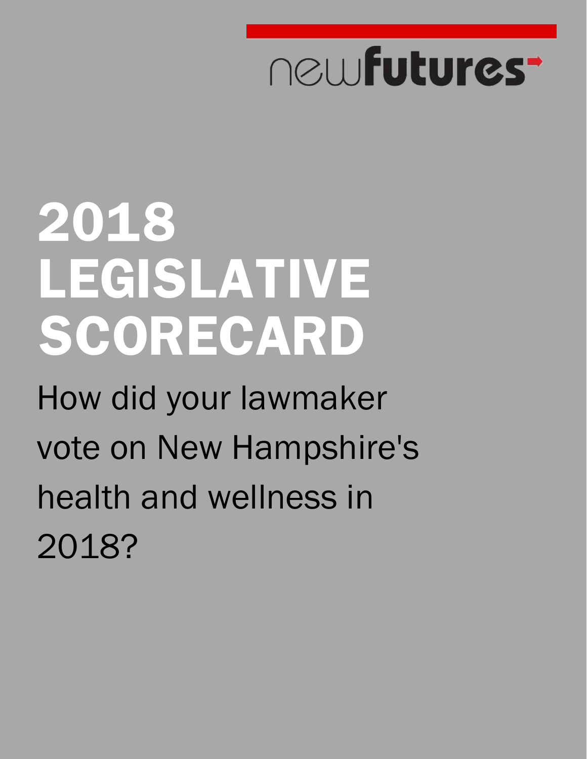newfutures

# 2018 LEGISLATIVE SCORECARD

How did your lawmaker vote on New Hampshire's health and wellness in 2018?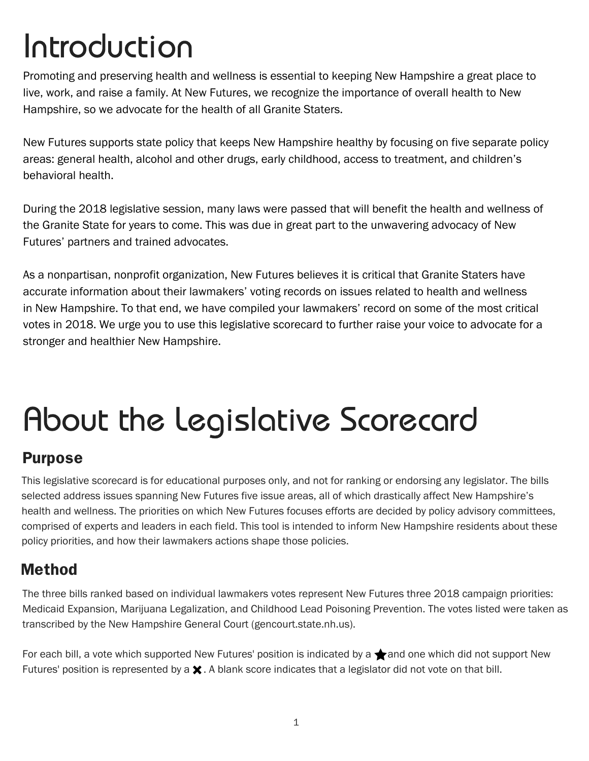# Introduction

Promoting and preserving health and wellness is essential to keeping New Hampshire a great place to live, work, and raise a family. At New Futures, we recognize the importance of overall health to New Hampshire, so we advocate for the health of all Granite Staters.

New Futures supports state policy that keeps New Hampshire healthy by focusing on five separate policy areas: general health, alcohol and other drugs, early childhood, access to treatment, and children's behavioral health.

During the 2018 legislative session, many laws were passed that will benefit the health and wellness of the Granite State for years to come. This was due in great part to the unwavering advocacy of New Futures' partners and trained advocates.

As a nonpartisan, nonprofit organization, New Futures believes it is critical that Granite Staters have accurate information about their lawmakers' voting records on issues related to health and wellness in New Hampshire. To that end, we have compiled your lawmakers' record on some of the most critical votes in 2018. We urge you to use this legislative scorecard to further raise your voice to advocate for a stronger and healthier New Hampshire.

# About the Legislative Scorecard

## Purpose

This legislative scorecard is for educational purposes only, and not for ranking or endorsing any legislator. The bills selected address issues spanning New Futures five issue areas, all of which drastically affect New Hampshire's health and wellness. The priorities on which New Futures focuses efforts are decided by policy advisory committees, comprised of experts and leaders in each field. This tool is intended to inform New Hampshire residents about these policy priorities, and how their lawmakers actions shape those policies.

## Method

The three bills ranked based on individual lawmakers votes represent New Futures three 2018 campaign priorities: Medicaid Expansion, Marijuana Legalization, and Childhood Lead Poisoning Prevention. The votes listed were taken as transcribed by the New Hampshire General Court (gencourt.state.nh.us).

For each bill, a vote which supported New Futures' position is indicated by a ★ and one which did not support New Futures' position is represented by a ✖. A blank score indicates that a legislator did not vote on that bill.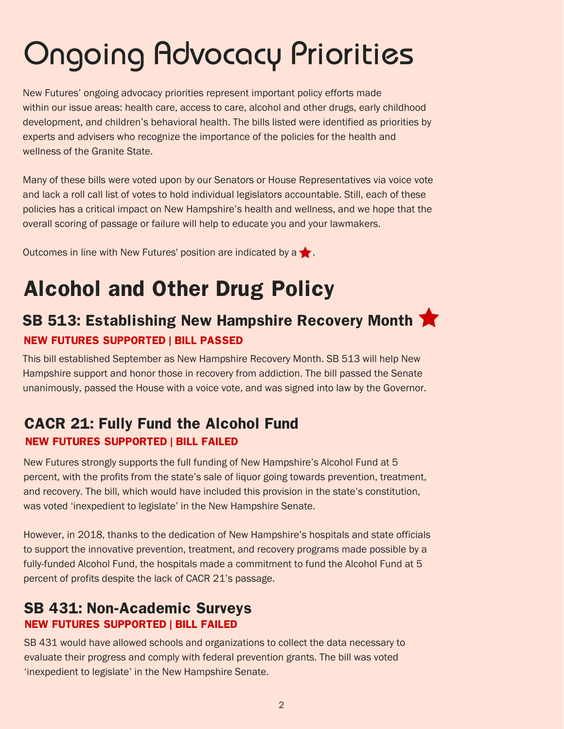# Ongoing Advocacy Priorities

New Futures' ongoing advocacy priorities represent important policy efforts made within our issue areas: health care, access to care, alcohol and other drugs, early childhood development, and children's behavioral health. The bills listed were identified as priorities by experts and advisers who recognize the importance of the policies for the health and wellness of the Granite State.

Many of these bills were voted upon by our Senators or House Representatives via voice vote and lack a roll call list of votes to hold individual legislators accountable. Still, each of these policies has a critical impact on New Hampshire's health and wellness, and we hope that the overall scoring of passage or failure will help to educate you and your lawmakers.

Outcomes in line with New Futures' position are indicated by a ★.

## Alcohol and Other Drug Policy

### SB 513: Establishing New Hampshire Recovery Month ★

**NEW FUTURES SUPPORTED | BILL PASSED**

This bill established September as New Hampshire Recovery Month. SB 513 will help New Hampshire support and honor those in recovery from addiction. The bill passed the Senate unanimously, passed the House with a voice vote, and was signed into law by the Governor.

### CACR 21: Fully Fund the Alcohol Fund

**NEW FUTURES SUPPORTED | BILL FAILED**

New Futures strongly supports the full funding of New Hampshire's Alcohol Fund at 5 percent, with the profits from the state's sale of liquor going towards prevention, treatment, and recovery. The bill, which would have included this provision in the state's constitution, was voted 'inexpedient to legislate' in the New Hampshire Senate.

However, in 2018, thanks to the dedication of New Hampshire's hospitals and state officials to support the innovative prevention, treatment, and recovery programs made possible by a fully-funded Alcohol Fund, the hospitals made a commitment to fund the Alcohol Fund at 5 percent of profits despite the lack of CACR 21's passage.

### SB 431: Non-Academic Surveys

**NEW FUTURES SUPPORTED | BILL FAILED**

SB 431 would have allowed schools and organizations to collect the data necessary to evaluate their progress and comply with federal prevention grants. The bill was voted 'inexpedient to legislate' in the New Hampshire Senate.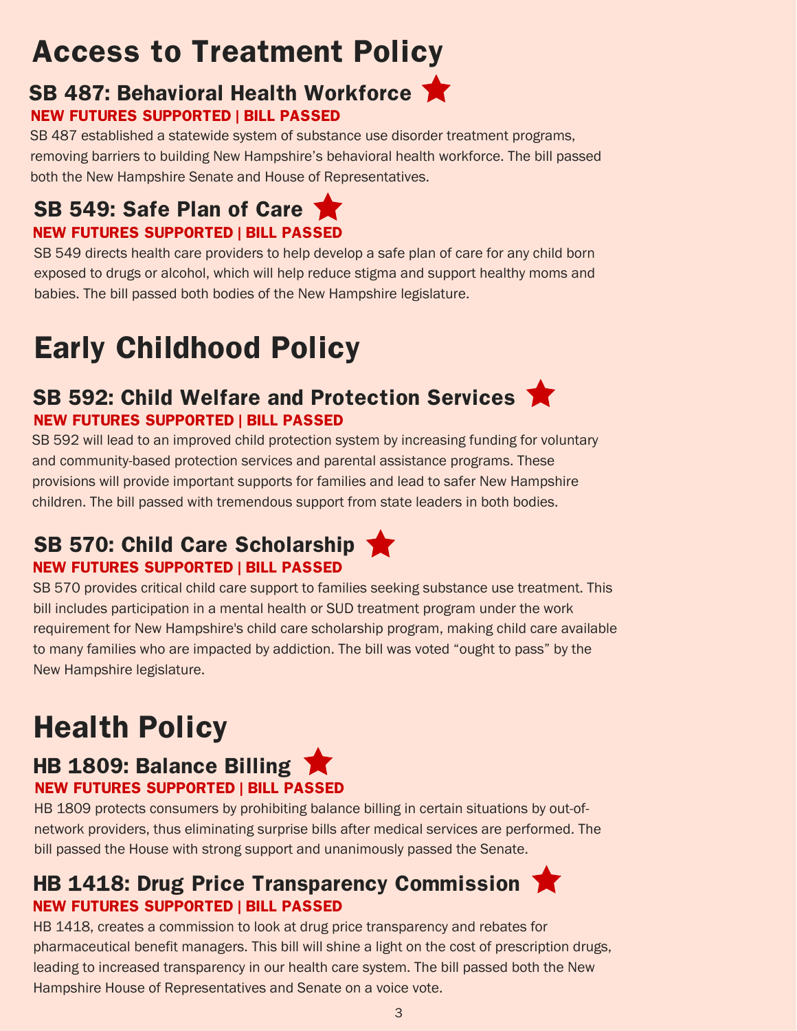# Access to Treatment Policy

## SB 487: Behavioral Health Workforce ★

**NEW FUTURES SUPPORTED | BILL PASSED**

SB 487 established a statewide system of substance use disorder treatment programs, removing barriers to building New Hampshire's behavioral health workforce. The bill passed both the New Hampshire Senate and House of Representatives.

## SB 549: Safe Plan of Care ★

**NEW FUTURES SUPPORTED | BILL PASSED**

SB 549 directs health care providers to help develop a safe plan of care for any child born exposed to drugs or alcohol, which will help reduce stigma and support healthy moms and babies. The bill passed both bodies of the New Hampshire legislature.

# Early Childhood Policy

## SB 592: Child Welfare and Protection Services ★

**NEW FUTURES SUPPORTED | BILL PASSED**

SB 592 will lead to an improved child protection system by increasing funding for voluntary and community-based protection services and parental assistance programs. These provisions will provide important supports for families and lead to safer New Hampshire children. The bill passed with tremendous support from state leaders in both bodies.

## SB 570: Child Care Scholarship ★

**NEW FUTURES SUPPORTED | BILL PASSED**

SB 570 provides critical child care support to families seeking substance use treatment. This bill includes participation in a mental health or SUD treatment program under the work requirement for New Hampshire's child care scholarship program, making child care available to many families who are impacted by addiction. The bill was voted "ought to pass" by the New Hampshire legislature.

# Health Policy

## HB 1809: Balance Billing ★

**NEW FUTURES SUPPORTED | BILL PASSED**

HB 1809 protects consumers by prohibiting balance billing in certain situations by out-of-network providers, thus eliminating surprise bills after medical services are performed. The bill passed the House with strong support and unanimously passed the Senate.

## HB 1418: Drug Price Transparency Commission ★

**NEW FUTURES SUPPORTED | BILL PASSED**

HB 1418, creates a commission to look at drug price transparency and rebates for pharmaceutical benefit managers. This bill will shine a light on the cost of prescription drugs, leading to increased transparency in our health care system. The bill passed both the New Hampshire House of Representatives and Senate on a voice vote.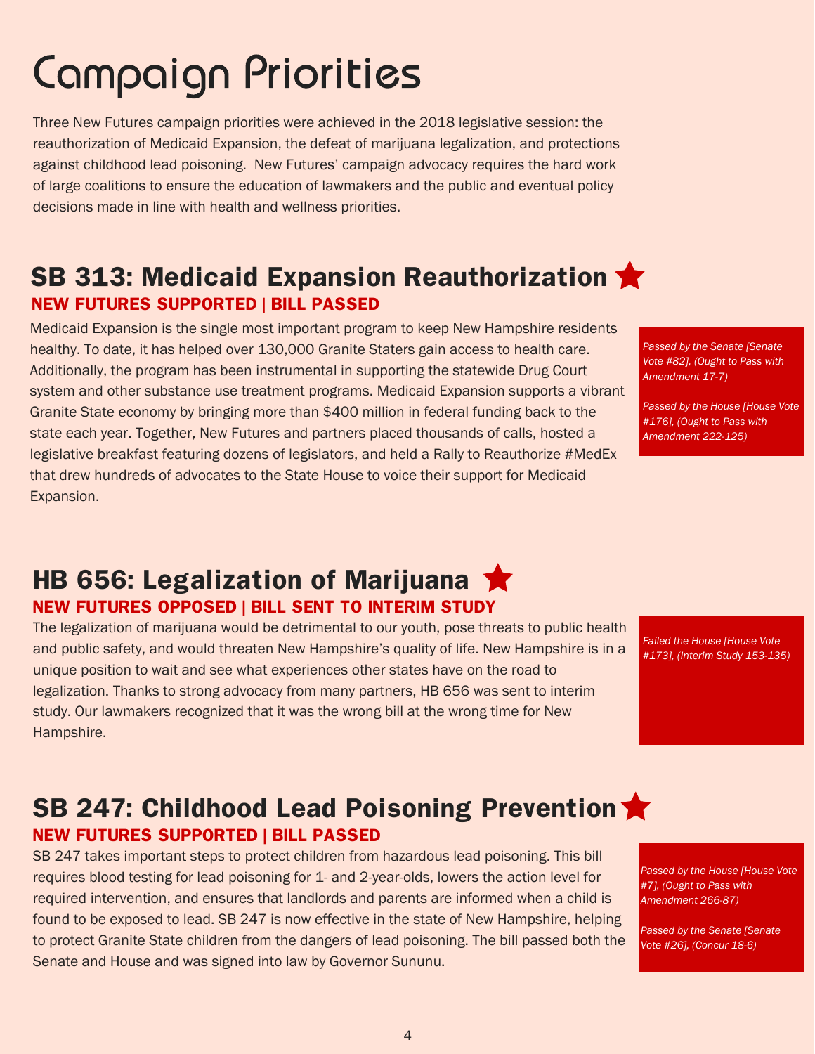# Campaign Priorities

Three New Futures campaign priorities were achieved in the 2018 legislative session: the reauthorization of Medicaid Expansion, the defeat of marijuana legalization, and protections against childhood lead poisoning. New Futures' campaign advocacy requires the hard work of large coalitions to ensure the education of lawmakers and the public and eventual policy decisions made in line with health and wellness priorities.

## SB 313: Medicaid Expansion Reauthorization ★

**NEW FUTURES SUPPORTED | BILL PASSED**

Medicaid Expansion is the single most important program to keep New Hampshire residents healthy. To date, it has helped over 130,000 Granite Staters gain access to health care. Additionally, the program has been instrumental in supporting the statewide Drug Court system and other substance use treatment programs. Medicaid Expansion supports a vibrant Granite State economy by bringing more than $400 million in federal funding back to the state each year. Together, New Futures and partners placed thousands of calls, hosted a legislative breakfast featuring dozens of legislators, and held a Rally to Reauthorize #MedEx that drew hundreds of advocates to the State House to voice their support for Medicaid Expansion.

*Passed by the Senate [Senate Vote #82], (Ought to Pass with Amendment 17-7)*

*Passed by the House [House Vote #176], (Ought to Pass with Amendment 222-125)*

## HB 656: Legalization of Marijuana ★

**NEW FUTURES OPPOSED | BILL SENT TO INTERIM STUDY**

The legalization of marijuana would be detrimental to our youth, pose threats to public health and public safety, and would threaten New Hampshire's quality of life. New Hampshire is in a unique position to wait and see what experiences other states have on the road to legalization. Thanks to strong advocacy from many partners, HB 656 was sent to interim study. Our lawmakers recognized that it was the wrong bill at the wrong time for New Hampshire.

*Failed the House [House Vote #173], (Interim Study 153-135)*

## SB 247: Childhood Lead Poisoning Prevention ★

**NEW FUTURES SUPPORTED | BILL PASSED**

SB 247 takes important steps to protect children from hazardous lead poisoning. This bill requires blood testing for lead poisoning for 1- and 2-year-olds, lowers the action level for required intervention, and ensures that landlords and parents are informed when a child is found to be exposed to lead. SB 247 is now effective in the state of New Hampshire, helping to protect Granite State children from the dangers of lead poisoning. The bill passed both the Senate and House and was signed into law by Governor Sununu.

*Passed by the House [House Vote #7], (Ought to Pass with Amendment 266-87)*

*Passed by the Senate [Senate Vote #26], (Concur 18-6)*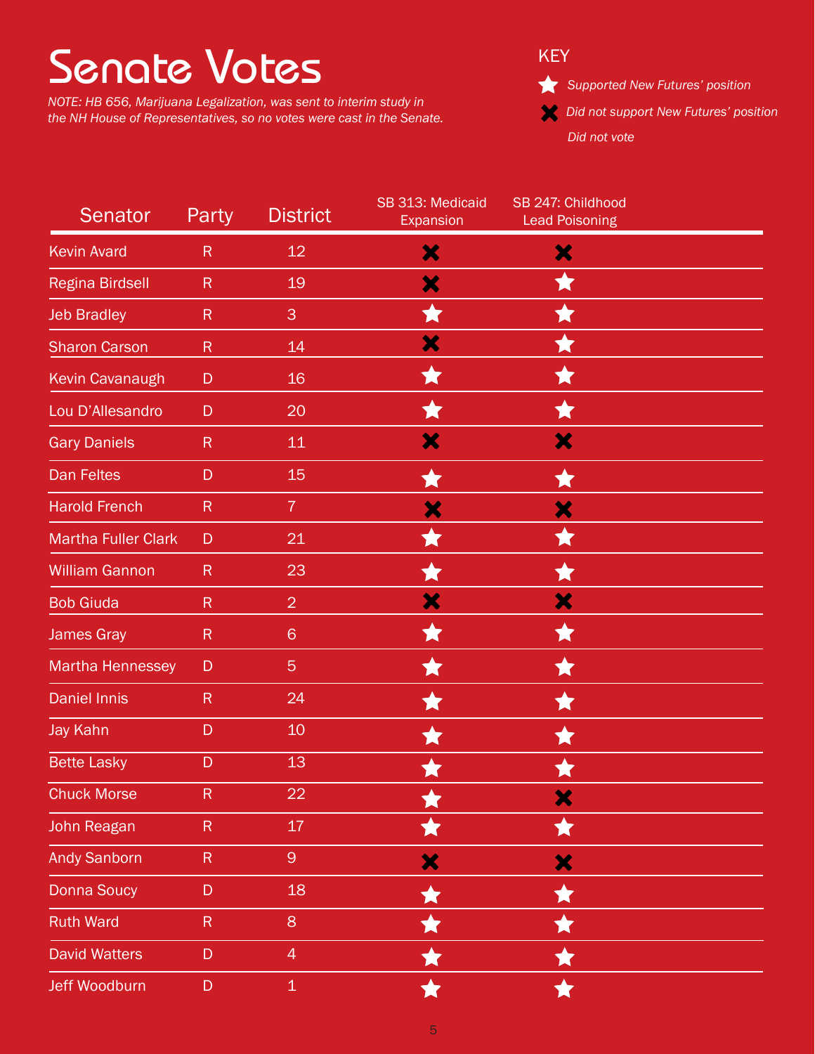# Senate Votes

*NOTE: HB 656, Marijuana Legalization, was sent to interim study in the NH House of Representatives, so no votes were cast in the Senate.*

**KEY**

- ★ *Supported New Futures' position*
- ✖ *Did not support New Futures' position*
- *Did not vote*

| Senator | Party | District | SB 313: Medicaid Expansion | SB 247: Childhood Lead Poisoning |
|---|---|---|---|---|
| Kevin Avard | R | 12 | ✖ | ✖ |
| Regina Birdsell | R | 19 | ✖ | ★ |
| Jeb Bradley | R | 3 | ★ | ★ |
| Sharon Carson | R | 14 | ✖ | ★ |
| Kevin Cavanaugh | D | 16 | ★ | ★ |
| Lou D'Allesandro | D | 20 | ★ | ★ |
| Gary Daniels | R | 11 | ✖ | ✖ |
| Dan Feltes | D | 15 | ★ | ★ |
| Harold French | R | 7 | ✖ | ✖ |
| Martha Fuller Clark | D | 21 | ★ | ★ |
| William Gannon | R | 23 | ★ | ★ |
| Bob Giuda | R | 2 | ✖ | ✖ |
| James Gray | R | 6 | ★ | ★ |
| Martha Hennessey | D | 5 | ★ | ★ |
| Daniel Innis | R | 24 | ★ | ★ |
| Jay Kahn | D | 10 | ★ | ★ |
| Bette Lasky | D | 13 | ★ | ★ |
| Chuck Morse | R | 22 | ★ | ✖ |
| John Reagan | R | 17 | ★ | ★ |
| Andy Sanborn | R | 9 | ✖ | ✖ |
| Donna Soucy | D | 18 | ★ | ★ |
| Ruth Ward | R | 8 | ★ | ★ |
| David Watters | D | 4 | ★ | ★ |
| Jeff Woodburn | D | 1 | ★ | ★ |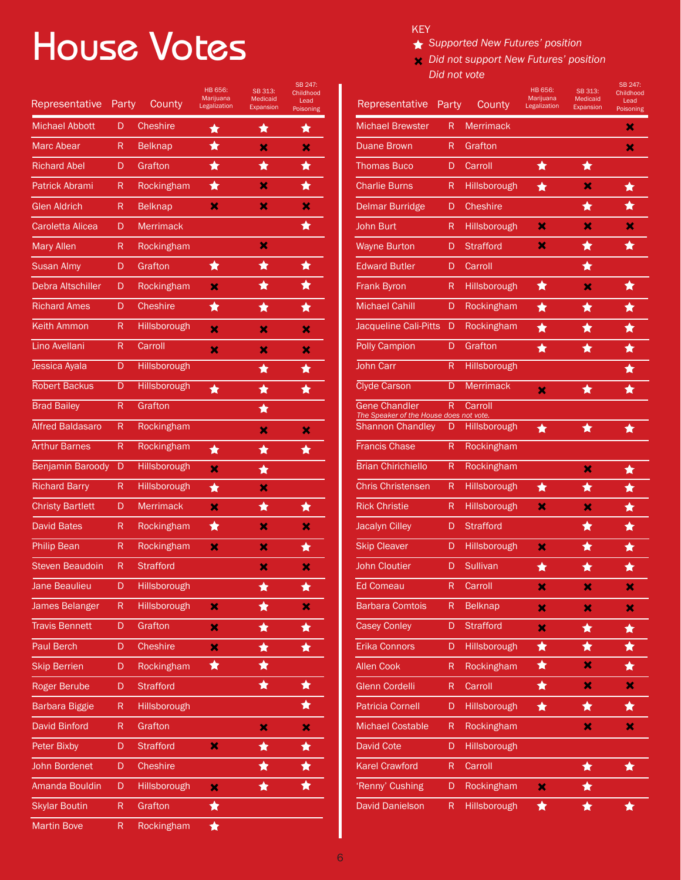# House Votes

KEY

★ *Supported New Futures' position*

✖ *Did not support New Futures' position*

*Did not vote*

| Representative | Party | County | HB 656: Marijuana Legalization | SB 313: Medicaid Expansion | SB 247: Childhood Lead Poisoning |
|---|---|---|---|---|---|
| Michael Abbott | D | Cheshire | ★ | ★ | ★ |
| Marc Abear | R | Belknap | ★ | ✖ | ✖ |
| Richard Abel | D | Grafton | ★ | ★ | ★ |
| Patrick Abrami | R | Rockingham | ★ | ✖ | ★ |
| Glen Aldrich | R | Belknap | ✖ | ✖ | ✖ |
| Caroletta Alicea | D | Merrimack | | | ★ |
| Mary Allen | R | Rockingham | | ✖ | |
| Susan Almy | D | Grafton | ★ | ★ | ★ |
| Debra Altschiller | D | Rockingham | ✖ | ★ | ★ |
| Richard Ames | D | Cheshire | ★ | ★ | ★ |
| Keith Ammon | R | Hillsborough | ✖ | ✖ | ✖ |
| Lino Avellani | R | Carroll | ✖ | ✖ | ✖ |
| Jessica Ayala | D | Hillsborough | | ★ | ★ |
| Robert Backus | D | Hillsborough | ★ | ★ | ★ |
| Brad Bailey | R | Grafton | | ★ | |
| Alfred Baldasaro | R | Rockingham | | ✖ | ✖ |
| Arthur Barnes | R | Rockingham | ★ | ★ | ★ |
| Benjamin Baroody | D | Hillsborough | ✖ | ★ | |
| Richard Barry | R | Hillsborough | ★ | ✖ | |
| Christy Bartlett | D | Merrimack | ✖ | ★ | ★ |
| David Bates | R | Rockingham | ★ | ✖ | ✖ |
| Philip Bean | R | Rockingham | ✖ | ✖ | ★ |
| Steven Beaudoin | R | Strafford | | ✖ | ✖ |
| Jane Beaulieu | D | Hillsborough | | ★ | ★ |
| James Belanger | R | Hillsborough | ✖ | ★ | ✖ |
| Travis Bennett | D | Grafton | ✖ | ★ | ★ |
| Paul Berch | D | Cheshire | ✖ | ★ | ★ |
| Skip Berrien | D | Rockingham | ★ | ★ | |
| Roger Berube | D | Strafford | | ★ | ★ |
| Barbara Biggie | R | Hillsborough | | | ★ |
| David Binford | R | Grafton | | ✖ | ✖ |
| Peter Bixby | D | Strafford | ✖ | ★ | ★ |
| John Bordenet | D | Cheshire | | ★ | ★ |
| Amanda Bouldin | D | Hillsborough | ✖ | ★ | ★ |
| Skylar Boutin | R | Grafton | ★ | | |
| Martin Bove | R | Rockingham | ★ | | |
| Michael Brewster | R | Merrimack | | | ✖ |
| Duane Brown | R | Grafton | | | ✖ |
| Thomas Buco | D | Carroll | ★ | ★ | |
| Charlie Burns | R | Hillsborough | ★ | ✖ | ★ |
| Delmar Burridge | D | Cheshire | | ★ | ★ |
| John Burt | R | Hillsborough | ✖ | ✖ | ✖ |
| Wayne Burton | D | Strafford | ✖ | ★ | ★ |
| Edward Butler | D | Carroll | | ★ | |
| Frank Byron | R | Hillsborough | ★ | ✖ | ★ |
| Michael Cahill | D | Rockingham | ★ | ★ | ★ |
| Jacqueline Cali-Pitts | D | Rockingham | ★ | ★ | ★ |
| Polly Campion | D | Grafton | ★ | ★ | ★ |
| John Carr | R | Hillsborough | | | ★ |
| Clyde Carson | D | Merrimack | ✖ | ★ | ★ |
| Gene Chandler *The Speaker of the House does not vote.* | R | Carroll | | | |
| Shannon Chandley | D | Hillsborough | ★ | ★ | ★ |
| Francis Chase | R | Rockingham | | | |
| Brian Chirichiello | R | Rockingham | | ✖ | ★ |
| Chris Christensen | R | Hillsborough | ★ | ★ | ★ |
| Rick Christie | R | Hillsborough | ✖ | ✖ | ★ |
| Jacalyn Cilley | D | Strafford | | ★ | ★ |
| Skip Cleaver | D | Hillsborough | ✖ | ★ | ★ |
| John Cloutier | D | Sullivan | ★ | ★ | ★ |
| Ed Comeau | R | Carroll | ✖ | ✖ | ✖ |
| Barbara Comtois | R | Belknap | ✖ | ✖ | ✖ |
| Casey Conley | D | Strafford | ✖ | ★ | ★ |
| Erika Connors | D | Hillsborough | ★ | ★ | ★ |
| Allen Cook | R | Rockingham | ★ | ✖ | ★ |
| Glenn Cordelli | R | Carroll | ★ | ✖ | ✖ |
| Patricia Cornell | D | Hillsborough | ★ | ★ | ★ |
| Michael Costable | R | Rockingham | | ✖ | ✖ |
| David Cote | D | Hillsborough | | | |
| Karel Crawford | R | Carroll | | ★ | ★ |
| 'Renny' Cushing | D | Rockingham | ✖ | ★ | |
| David Danielson | R | Hillsborough | ★ | ★ | ★ |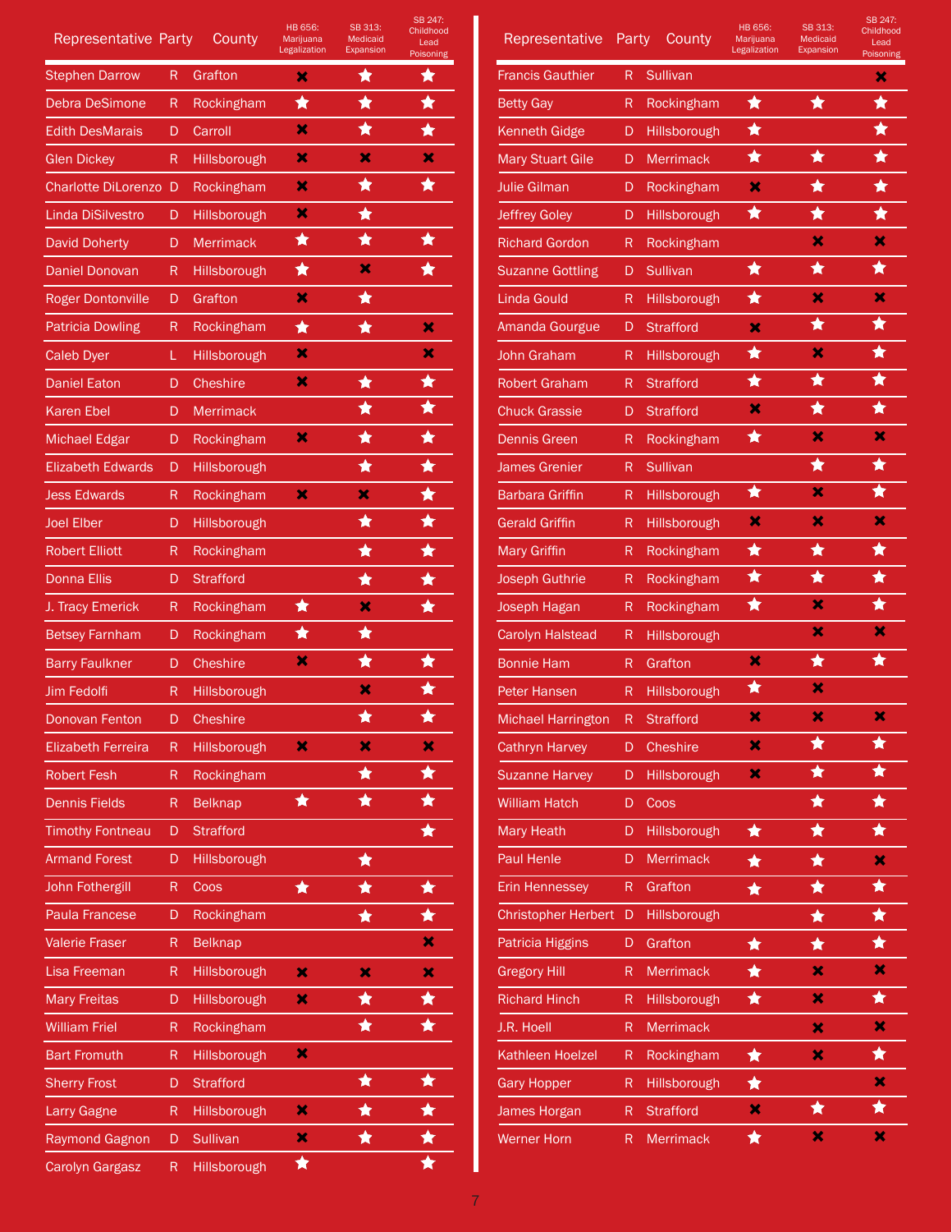| Representative | Party | County | HB 656: Marijuana Legalization | SB 313: Medicaid Expansion | SB 247: Childhood Lead Poisoning |
|---|---|---|---|---|---|
| Stephen Darrow | R | Grafton | ✖ | ★ | ★ |
| Debra DeSimone | R | Rockingham | ★ | ★ | ★ |
| Edith DesMarais | D | Carroll | ✖ | ★ | ★ |
| Glen Dickey | R | Hillsborough | ✖ | ✖ | ✖ |
| Charlotte DiLorenzo | D | Rockingham | ✖ | ★ | ★ |
| Linda DiSilvestro | D | Hillsborough | ✖ | ★ | |
| David Doherty | D | Merrimack | ★ | ★ | ★ |
| Daniel Donovan | R | Hillsborough | ★ | ✖ | ★ |
| Roger Dontonville | D | Grafton | ✖ | ★ | |
| Patricia Dowling | R | Rockingham | ★ | ★ | ✖ |
| Caleb Dyer | L | Hillsborough | ✖ | | ✖ |
| Daniel Eaton | D | Cheshire | ✖ | ★ | ★ |
| Karen Ebel | D | Merrimack | | ★ | ★ |
| Michael Edgar | D | Rockingham | ✖ | ★ | ★ |
| Elizabeth Edwards | D | Hillsborough | | ★ | ★ |
| Jess Edwards | R | Rockingham | ✖ | ✖ | ★ |
| Joel Elber | D | Hillsborough | | ★ | ★ |
| Robert Elliott | R | Rockingham | | ★ | ★ |
| Donna Ellis | D | Strafford | | ★ | ★ |
| J. Tracy Emerick | R | Rockingham | ★ | ✖ | ★ |
| Betsey Farnham | D | Rockingham | ★ | ★ | |
| Barry Faulkner | D | Cheshire | ✖ | ★ | ★ |
| Jim Fedolfi | R | Hillsborough | | ✖ | ★ |
| Donovan Fenton | D | Cheshire | | ★ | ★ |
| Elizabeth Ferreira | R | Hillsborough | ✖ | ✖ | ✖ |
| Robert Fesh | R | Rockingham | | ★ | ★ |
| Dennis Fields | R | Belknap | ★ | ★ | ★ |
| Timothy Fontneau | D | Strafford | | | ★ |
| Armand Forest | D | Hillsborough | | ★ | |
| John Fothergill | R | Coos | ★ | ★ | ★ |
| Paula Francese | D | Rockingham | | ★ | ★ |
| Valerie Fraser | R | Belknap | | | ✖ |
| Lisa Freeman | R | Hillsborough | ✖ | ✖ | ✖ |
| Mary Freitas | D | Hillsborough | ✖ | ★ | ★ |
| William Friel | R | Rockingham | | ★ | ★ |
| Bart Fromuth | R | Hillsborough | ✖ | | |
| Sherry Frost | D | Strafford | | ★ | ★ |
| Larry Gagne | R | Hillsborough | ✖ | ★ | ★ |
| Raymond Gagnon | D | Sullivan | ✖ | ★ | ★ |
| Carolyn Gargasz | R | Hillsborough | ★ | | ★ |
| Francis Gauthier | R | Sullivan | | | ✖ |
| Betty Gay | R | Rockingham | ★ | ★ | ★ |
| Kenneth Gidge | D | Hillsborough | ★ | | ★ |
| Mary Stuart Gile | D | Merrimack | ★ | ★ | ★ |
| Julie Gilman | D | Rockingham | ✖ | ★ | ★ |
| Jeffrey Goley | D | Hillsborough | ★ | ★ | ★ |
| Richard Gordon | R | Rockingham | | ✖ | ✖ |
| Suzanne Gottling | D | Sullivan | ★ | ★ | ★ |
| Linda Gould | R | Hillsborough | ★ | ✖ | ✖ |
| Amanda Gourgue | D | Strafford | ✖ | ★ | ★ |
| John Graham | R | Hillsborough | ★ | ✖ | ★ |
| Robert Graham | R | Strafford | ★ | ★ | ★ |
| Chuck Grassie | D | Strafford | ✖ | ★ | ★ |
| Dennis Green | R | Rockingham | ★ | ✖ | ✖ |
| James Grenier | R | Sullivan | | ★ | ★ |
| Barbara Griffin | R | Hillsborough | ★ | ✖ | ★ |
| Gerald Griffin | R | Hillsborough | ✖ | ✖ | ✖ |
| Mary Griffin | R | Rockingham | ★ | ★ | ★ |
| Joseph Guthrie | R | Rockingham | ★ | ★ | ★ |
| Joseph Hagan | R | Rockingham | ★ | ✖ | ★ |
| Carolyn Halstead | R | Hillsborough | | ✖ | ✖ |
| Bonnie Ham | R | Grafton | ✖ | ★ | ★ |
| Peter Hansen | R | Hillsborough | ★ | ✖ | |
| Michael Harrington | R | Strafford | ✖ | ✖ | ✖ |
| Cathryn Harvey | D | Cheshire | ✖ | ★ | ★ |
| Suzanne Harvey | D | Hillsborough | ✖ | ★ | ★ |
| William Hatch | D | Coos | | ★ | ★ |
| Mary Heath | D | Hillsborough | ★ | ★ | ★ |
| Paul Henle | D | Merrimack | ★ | ★ | ✖ |
| Erin Hennessey | R | Grafton | ★ | ★ | ★ |
| Christopher Herbert | D | Hillsborough | | ★ | ★ |
| Patricia Higgins | D | Grafton | ★ | ★ | ★ |
| Gregory Hill | R | Merrimack | ★ | ✖ | ✖ |
| Richard Hinch | R | Hillsborough | ★ | ✖ | ★ |
| J.R. Hoell | R | Merrimack | | ✖ | ✖ |
| Kathleen Hoelzel | R | Rockingham | ★ | ✖ | ★ |
| Gary Hopper | R | Hillsborough | ★ | | ✖ |
| James Horgan | R | Strafford | ✖ | ★ | ★ |
| Werner Horn | R | Merrimack | ★ | ✖ | ✖ |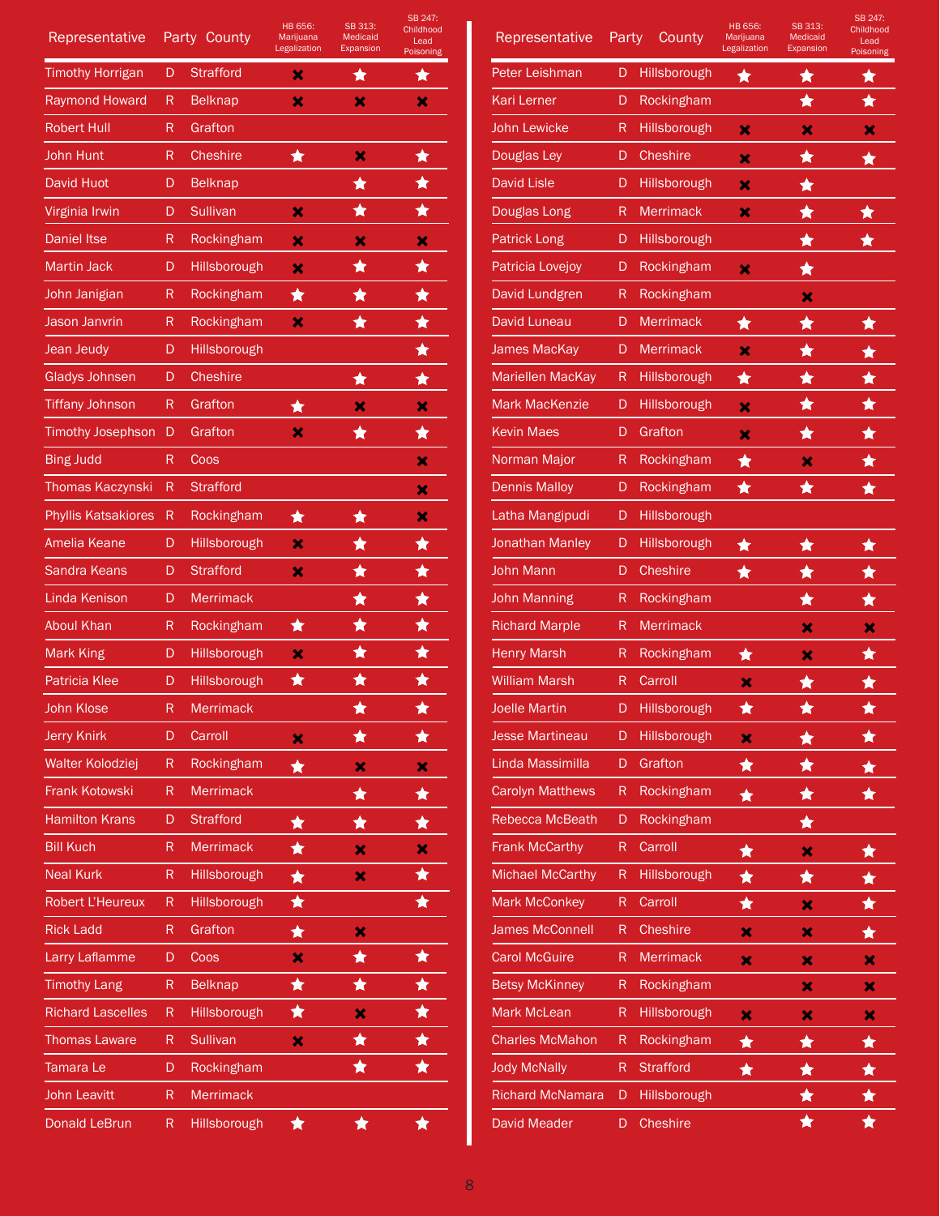| Representative | Party | County | HB 656: Marijuana Legalization | SB 313: Medicaid Expansion | SB 247: Childhood Lead Poisoning |
|---|---|---|---|---|---|
| Timothy Horrigan | D | Strafford | ✖ | ★ | ★ |
| Raymond Howard | R | Belknap | ✖ | ✖ | ✖ |
| Robert Hull | R | Grafton | | | |
| John Hunt | R | Cheshire | ★ | ✖ | ★ |
| David Huot | D | Belknap | | ★ | ★ |
| Virginia Irwin | D | Sullivan | ✖ | ★ | ★ |
| Daniel Itse | R | Rockingham | ✖ | ✖ | ✖ |
| Martin Jack | D | Hillsborough | ✖ | ★ | ★ |
| John Janigian | R | Rockingham | ★ | ★ | ★ |
| Jason Janvrin | R | Rockingham | ✖ | ★ | ★ |
| Jean Jeudy | D | Hillsborough | | | ★ |
| Gladys Johnsen | D | Cheshire | | ★ | ★ |
| Tiffany Johnson | R | Grafton | ★ | ✖ | ✖ |
| Timothy Josephson | D | Grafton | ✖ | ★ | ★ |
| Bing Judd | R | Coos | | | ✖ |
| Thomas Kaczynski | R | Strafford | | | ✖ |
| Phyllis Katsakiores | R | Rockingham | ★ | ★ | ✖ |
| Amelia Keane | D | Hillsborough | ✖ | ★ | ★ |
| Sandra Keans | D | Strafford | ✖ | ★ | ★ |
| Linda Kenison | D | Merrimack | | ★ | ★ |
| Aboul Khan | R | Rockingham | ★ | ★ | ★ |
| Mark King | D | Hillsborough | ✖ | ★ | ★ |
| Patricia Klee | D | Hillsborough | ★ | ★ | ★ |
| John Klose | R | Merrimack | | ★ | ★ |
| Jerry Knirk | D | Carroll | ✖ | ★ | ★ |
| Walter Kolodziej | R | Rockingham | ★ | ✖ | ✖ |
| Frank Kotowski | R | Merrimack | | ★ | ★ |
| Hamilton Krans | D | Strafford | ★ | ★ | ★ |
| Bill Kuch | R | Merrimack | ★ | ✖ | ✖ |
| Neal Kurk | R | Hillsborough | ★ | ✖ | ★ |
| Robert L'Heureux | R | Hillsborough | ★ | | ★ |
| Rick Ladd | R | Grafton | ★ | ✖ | |
| Larry Laflamme | D | Coos | ✖ | ★ | ★ |
| Timothy Lang | R | Belknap | ★ | ★ | ★ |
| Richard Lascelles | R | Hillsborough | ★ | ✖ | ★ |
| Thomas Laware | R | Sullivan | ✖ | ★ | ★ |
| Tamara Le | D | Rockingham | | ★ | ★ |
| John Leavitt | R | Merrimack | | | |
| Donald LeBrun | R | Hillsborough | ★ | ★ | ★ |
| Peter Leishman | D | Hillsborough | ★ | ★ | ★ |
| Kari Lerner | D | Rockingham | | ★ | ★ |
| John Lewicke | R | Hillsborough | ✖ | ✖ | ✖ |
| Douglas Ley | D | Cheshire | ✖ | ★ | ★ |
| David Lisle | D | Hillsborough | ✖ | ★ | |
| Douglas Long | R | Merrimack | ✖ | ★ | ★ |
| Patrick Long | D | Hillsborough | | ★ | ★ |
| Patricia Lovejoy | D | Rockingham | ✖ | ★ | |
| David Lundgren | R | Rockingham | | ✖ | |
| David Luneau | D | Merrimack | ★ | ★ | ★ |
| James MacKay | D | Merrimack | ✖ | ★ | ★ |
| Mariellen MacKay | R | Hillsborough | ★ | ★ | ★ |
| Mark MacKenzie | D | Hillsborough | ✖ | ★ | ★ |
| Kevin Maes | D | Grafton | ✖ | ★ | ★ |
| Norman Major | R | Rockingham | ★ | ✖ | ★ |
| Dennis Malloy | D | Rockingham | ★ | ★ | ★ |
| Latha Mangipudi | D | Hillsborough | | | |
| Jonathan Manley | D | Hillsborough | ★ | ★ | ★ |
| John Mann | D | Cheshire | ★ | ★ | ★ |
| John Manning | R | Rockingham | | ★ | ★ |
| Richard Marple | R | Merrimack | | ✖ | ✖ |
| Henry Marsh | R | Rockingham | ★ | ✖ | ★ |
| William Marsh | R | Carroll | ✖ | ★ | ★ |
| Joelle Martin | D | Hillsborough | ★ | ★ | ★ |
| Jesse Martineau | D | Hillsborough | ✖ | ★ | ★ |
| Linda Massimilla | D | Grafton | ★ | ★ | ★ |
| Carolyn Matthews | R | Rockingham | ★ | ★ | ★ |
| Rebecca McBeath | D | Rockingham | | ★ | |
| Frank McCarthy | R | Carroll | ★ | ✖ | ★ |
| Michael McCarthy | R | Hillsborough | ★ | ★ | ★ |
| Mark McConkey | R | Carroll | ★ | ✖ | ★ |
| James McConnell | R | Cheshire | ✖ | ✖ | ★ |
| Carol McGuire | R | Merrimack | ✖ | ✖ | ✖ |
| Betsy McKinney | R | Rockingham | | ✖ | ✖ |
| Mark McLean | R | Hillsborough | ✖ | ✖ | ✖ |
| Charles McMahon | R | Rockingham | ★ | ★ | ★ |
| Jody McNally | R | Strafford | ★ | ★ | ★ |
| Richard McNamara | D | Hillsborough | | ★ | ★ |
| David Meader | D | Cheshire | | ★ | ★ |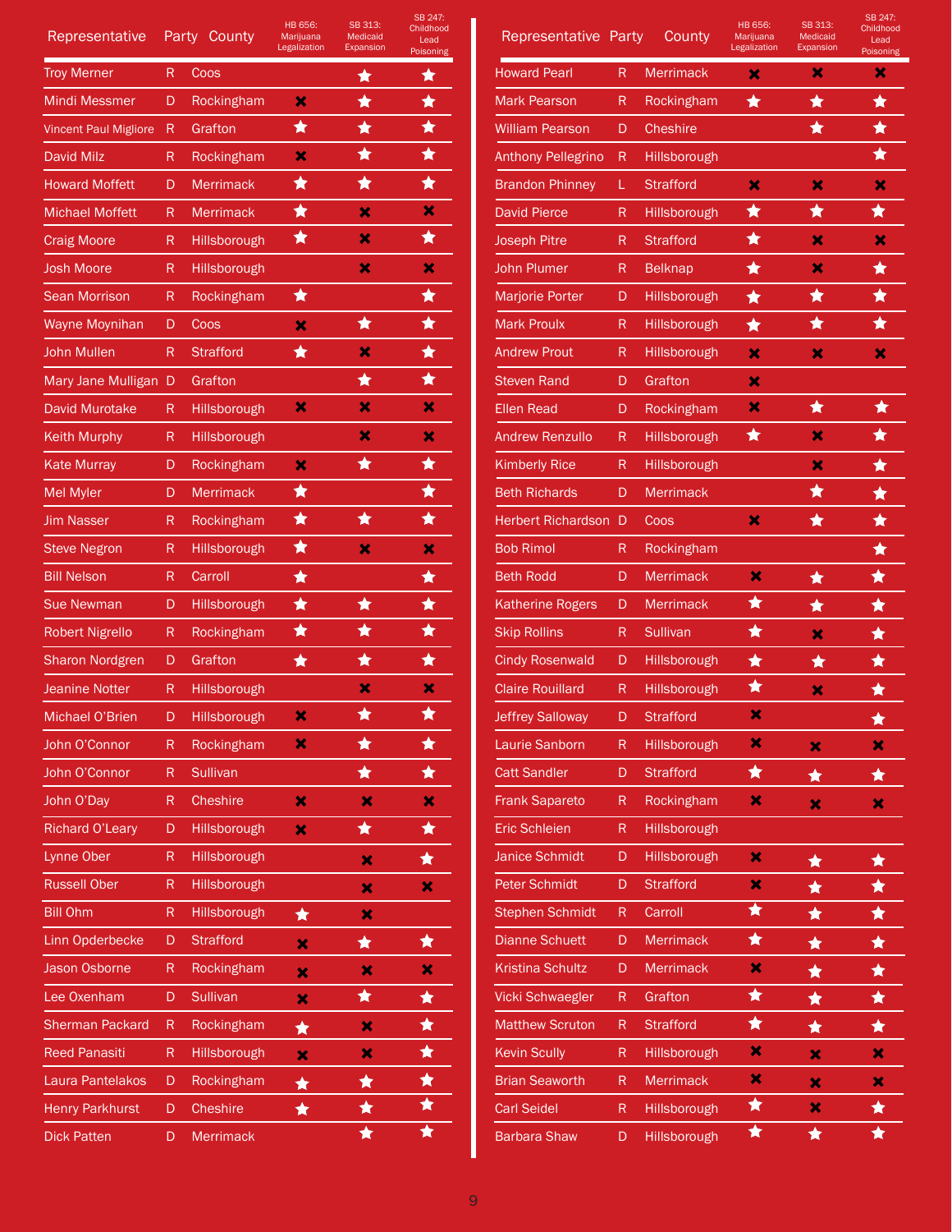| Representative | Party | County | HB 656: Marijuana Legalization | SB 313: Medicaid Expansion | SB 247: Childhood Lead Poisoning |
|---|---|---|---|---|---|
| Troy Merner | R | Coos | | ★ | ★ |
| Mindi Messmer | D | Rockingham | ✖ | ★ | ★ |
| Vincent Paul Migliore | R | Grafton | ★ | ★ | ★ |
| David Milz | R | Rockingham | ✖ | ★ | ★ |
| Howard Moffett | D | Merrimack | ★ | ★ | ★ |
| Michael Moffett | R | Merrimack | ★ | ✖ | ✖ |
| Craig Moore | R | Hillsborough | ★ | ✖ | ★ |
| Josh Moore | R | Hillsborough | | ✖ | ✖ |
| Sean Morrison | R | Rockingham | ★ | | ★ |
| Wayne Moynihan | D | Coos | ✖ | ★ | ★ |
| John Mullen | R | Strafford | ★ | ✖ | ★ |
| Mary Jane Mulligan | D | Grafton | | ★ | ★ |
| David Murotake | R | Hillsborough | ✖ | ✖ | ✖ |
| Keith Murphy | R | Hillsborough | | ✖ | ✖ |
| Kate Murray | D | Rockingham | ✖ | ★ | ★ |
| Mel Myler | D | Merrimack | ★ | | ★ |
| Jim Nasser | R | Rockingham | ★ | ★ | ★ |
| Steve Negron | R | Hillsborough | ★ | ✖ | ✖ |
| Bill Nelson | R | Carroll | ★ | | ★ |
| Sue Newman | D | Hillsborough | ★ | ★ | ★ |
| Robert Nigrello | R | Rockingham | ★ | ★ | ★ |
| Sharon Nordgren | D | Grafton | ★ | ★ | ★ |
| Jeanine Notter | R | Hillsborough | | ✖ | ✖ |
| Michael O'Brien | D | Hillsborough | ✖ | ★ | ★ |
| John O'Connor | R | Rockingham | ✖ | ★ | ★ |
| John O'Connor | R | Sullivan | | ★ | ★ |
| John O'Day | R | Cheshire | ✖ | ✖ | ✖ |
| Richard O'Leary | D | Hillsborough | ✖ | ★ | ★ |
| Lynne Ober | R | Hillsborough | | ✖ | ★ |
| Russell Ober | R | Hillsborough | | ✖ | ✖ |
| Bill Ohm | R | Hillsborough | ★ | ✖ | |
| Linn Opderbecke | D | Strafford | ✖ | ★ | ★ |
| Jason Osborne | R | Rockingham | ✖ | ✖ | ✖ |
| Lee Oxenham | D | Sullivan | ✖ | ★ | ★ |
| Sherman Packard | R | Rockingham | ★ | ✖ | ★ |
| Reed Panasiti | R | Hillsborough | ✖ | ✖ | ★ |
| Laura Pantelakos | D | Rockingham | ★ | ★ | ★ |
| Henry Parkhurst | D | Cheshire | ★ | ★ | ★ |
| Dick Patten | D | Merrimack | | ★ | ★ |
| Howard Pearl | R | Merrimack | ✖ | ✖ | ✖ |
| Mark Pearson | R | Rockingham | ★ | ★ | ★ |
| William Pearson | D | Cheshire | | ★ | ★ |
| Anthony Pellegrino | R | Hillsborough | | | ★ |
| Brandon Phinney | L | Strafford | ✖ | ✖ | ✖ |
| David Pierce | R | Hillsborough | ★ | ★ | ★ |
| Joseph Pitre | R | Strafford | ★ | ✖ | ✖ |
| John Plumer | R | Belknap | ★ | ✖ | ★ |
| Marjorie Porter | D | Hillsborough | ★ | ★ | ★ |
| Mark Proulx | R | Hillsborough | ★ | ★ | ★ |
| Andrew Prout | R | Hillsborough | ✖ | ✖ | ✖ |
| Steven Rand | D | Grafton | ✖ | | |
| Ellen Read | D | Rockingham | ✖ | ★ | ★ |
| Andrew Renzullo | R | Hillsborough | ★ | ✖ | ★ |
| Kimberly Rice | R | Hillsborough | | ✖ | ★ |
| Beth Richards | D | Merrimack | | ★ | ★ |
| Herbert Richardson | D | Coos | ✖ | ★ | ★ |
| Bob Rimol | R | Rockingham | | | ★ |
| Beth Rodd | D | Merrimack | ✖ | ★ | ★ |
| Katherine Rogers | D | Merrimack | ★ | ★ | ★ |
| Skip Rollins | R | Sullivan | ★ | ✖ | ★ |
| Cindy Rosenwald | D | Hillsborough | ★ | ★ | ★ |
| Claire Rouillard | R | Hillsborough | ★ | ✖ | ★ |
| Jeffrey Salloway | D | Strafford | ✖ | | ★ |
| Laurie Sanborn | R | Hillsborough | ✖ | ✖ | ✖ |
| Catt Sandler | D | Strafford | ★ | ★ | ★ |
| Frank Sapareto | R | Rockingham | ✖ | ✖ | ✖ |
| Eric Schleien | R | Hillsborough | | | |
| Janice Schmidt | D | Hillsborough | ✖ | ★ | ★ |
| Peter Schmidt | D | Strafford | ✖ | ★ | ★ |
| Stephen Schmidt | R | Carroll | ★ | ★ | ★ |
| Dianne Schuett | D | Merrimack | ★ | ★ | ★ |
| Kristina Schultz | D | Merrimack | ✖ | ★ | ★ |
| Vicki Schwaegler | R | Grafton | ★ | ★ | ★ |
| Matthew Scruton | R | Strafford | ★ | ★ | ★ |
| Kevin Scully | R | Hillsborough | ✖ | ✖ | ✖ |
| Brian Seaworth | R | Merrimack | ✖ | ✖ | ✖ |
| Carl Seidel | R | Hillsborough | ★ | ✖ | ★ |
| Barbara Shaw | D | Hillsborough | ★ | ★ | ★ |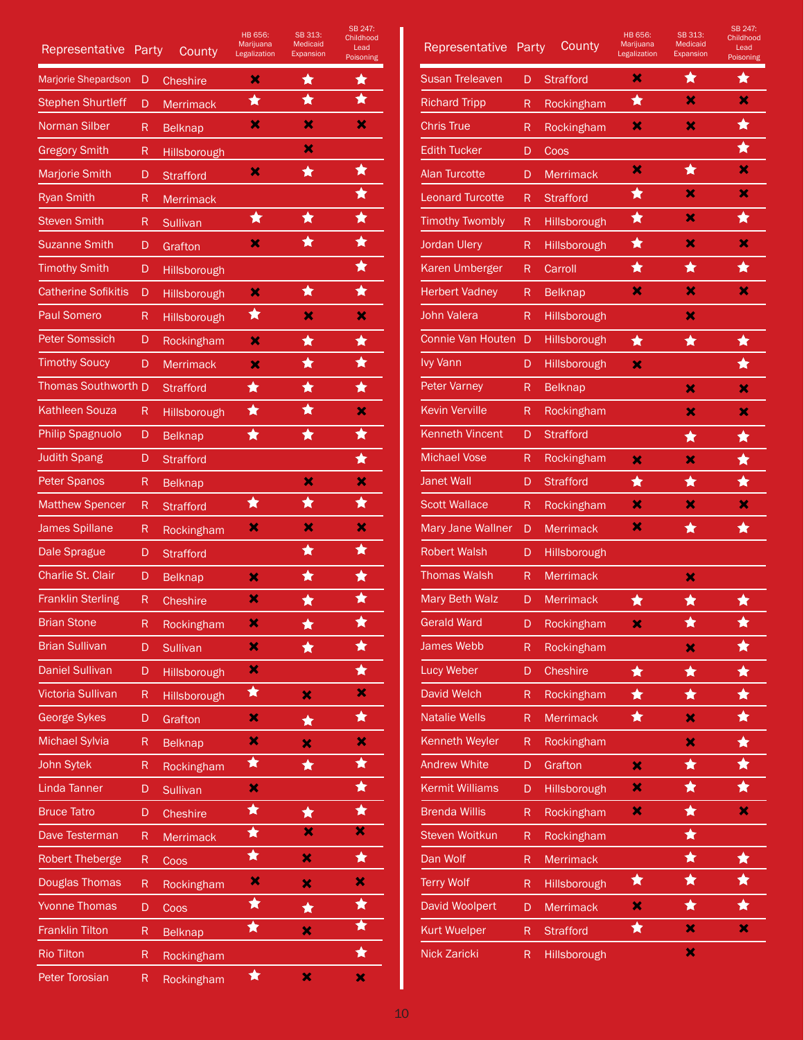| Representative | Party | County | HB 656: Marijuana Legalization | SB 313: Medicaid Expansion | SB 247: Childhood Lead Poisoning |
|---|---|---|---|---|---|
| Marjorie Shepardson | D | Cheshire | ✖ | ★ | ★ |
| Stephen Shurtleff | D | Merrimack | ★ | ★ | ★ |
| Norman Silber | R | Belknap | ✖ | ✖ | ✖ |
| Gregory Smith | R | Hillsborough | | ✖ | |
| Marjorie Smith | D | Strafford | ✖ | ★ | ★ |
| Ryan Smith | R | Merrimack | | | ★ |
| Steven Smith | R | Sullivan | ★ | ★ | ★ |
| Suzanne Smith | D | Grafton | ✖ | ★ | ★ |
| Timothy Smith | D | Hillsborough | | | ★ |
| Catherine Sofikitis | D | Hillsborough | ✖ | ★ | ★ |
| Paul Somero | R | Hillsborough | ★ | ✖ | ✖ |
| Peter Somssich | D | Rockingham | ✖ | ★ | ★ |
| Timothy Soucy | D | Merrimack | ✖ | ★ | ★ |
| Thomas Southworth | D | Strafford | ★ | ★ | ★ |
| Kathleen Souza | R | Hillsborough | ★ | ★ | ✖ |
| Philip Spagnuolo | D | Belknap | ★ | ★ | ★ |
| Judith Spang | D | Strafford | | | ★ |
| Peter Spanos | R | Belknap | | ✖ | ✖ |
| Matthew Spencer | R | Strafford | ★ | ★ | ★ |
| James Spillane | R | Rockingham | ✖ | ✖ | ✖ |
| Dale Sprague | D | Strafford | | ★ | ★ |
| Charlie St. Clair | D | Belknap | ✖ | ★ | ★ |
| Franklin Sterling | R | Cheshire | ✖ | ★ | ★ |
| Brian Stone | R | Rockingham | ✖ | ★ | ★ |
| Brian Sullivan | D | Sullivan | ✖ | ★ | ★ |
| Daniel Sullivan | D | Hillsborough | ✖ | | ★ |
| Victoria Sullivan | R | Hillsborough | ★ | ✖ | ✖ |
| George Sykes | D | Grafton | ✖ | ★ | ★ |
| Michael Sylvia | R | Belknap | ✖ | ✖ | ✖ |
| John Sytek | R | Rockingham | ★ | ★ | ★ |
| Linda Tanner | D | Sullivan | ✖ | | ★ |
| Bruce Tatro | D | Cheshire | ★ | ★ | ★ |
| Dave Testerman | R | Merrimack | ★ | ✖ | ✖ |
| Robert Theberge | R | Coos | ★ | ✖ | ★ |
| Douglas Thomas | R | Rockingham | ✖ | ✖ | ✖ |
| Yvonne Thomas | D | Coos | ★ | ★ | ★ |
| Franklin Tilton | R | Belknap | ★ | ✖ | ★ |
| Rio Tilton | R | Rockingham | | | ★ |
| Peter Torosian | R | Rockingham | ★ | ✖ | ✖ |
| Susan Treleaven | D | Strafford | ✖ | ★ | ★ |
| Richard Tripp | R | Rockingham | ★ | ✖ | ✖ |
| Chris True | R | Rockingham | ✖ | ✖ | ★ |
| Edith Tucker | D | Coos | | | ★ |
| Alan Turcotte | D | Merrimack | ✖ | ★ | ✖ |
| Leonard Turcotte | R | Strafford | ★ | ✖ | ✖ |
| Timothy Twombly | R | Hillsborough | ★ | ✖ | ★ |
| Jordan Ulery | R | Hillsborough | ★ | ✖ | ✖ |
| Karen Umberger | R | Carroll | ★ | ★ | ★ |
| Herbert Vadney | R | Belknap | ✖ | ✖ | ✖ |
| John Valera | R | Hillsborough | | ✖ | |
| Connie Van Houten | D | Hillsborough | ★ | ★ | ★ |
| Ivy Vann | D | Hillsborough | ✖ | | ★ |
| Peter Varney | R | Belknap | | ✖ | ✖ |
| Kevin Verville | R | Rockingham | | ✖ | ✖ |
| Kenneth Vincent | D | Strafford | | ★ | ★ |
| Michael Vose | R | Rockingham | ✖ | ✖ | ★ |
| Janet Wall | D | Strafford | ★ | ★ | ★ |
| Scott Wallace | R | Rockingham | ✖ | ✖ | ✖ |
| Mary Jane Wallner | D | Merrimack | ✖ | ★ | ★ |
| Robert Walsh | D | Hillsborough | | | |
| Thomas Walsh | R | Merrimack | | ✖ | |
| Mary Beth Walz | D | Merrimack | ★ | ★ | ★ |
| Gerald Ward | D | Rockingham | ✖ | ★ | ★ |
| James Webb | R | Rockingham | | ✖ | ★ |
| Lucy Weber | D | Cheshire | ★ | ★ | ★ |
| David Welch | R | Rockingham | ★ | ★ | ★ |
| Natalie Wells | R | Merrimack | ★ | ✖ | ★ |
| Kenneth Weyler | R | Rockingham | | ✖ | ★ |
| Andrew White | D | Grafton | ✖ | ★ | ★ |
| Kermit Williams | D | Hillsborough | ✖ | ★ | ★ |
| Brenda Willis | R | Rockingham | ✖ | ★ | ✖ |
| Steven Woitkun | R | Rockingham | | ★ | |
| Dan Wolf | R | Merrimack | | ★ | ★ |
| Terry Wolf | R | Hillsborough | ★ | ★ | ★ |
| David Woolpert | D | Merrimack | ✖ | ★ | ★ |
| Kurt Wuelper | R | Strafford | ★ | ✖ | ✖ |
| Nick Zaricki | R | Hillsborough | | ✖ | |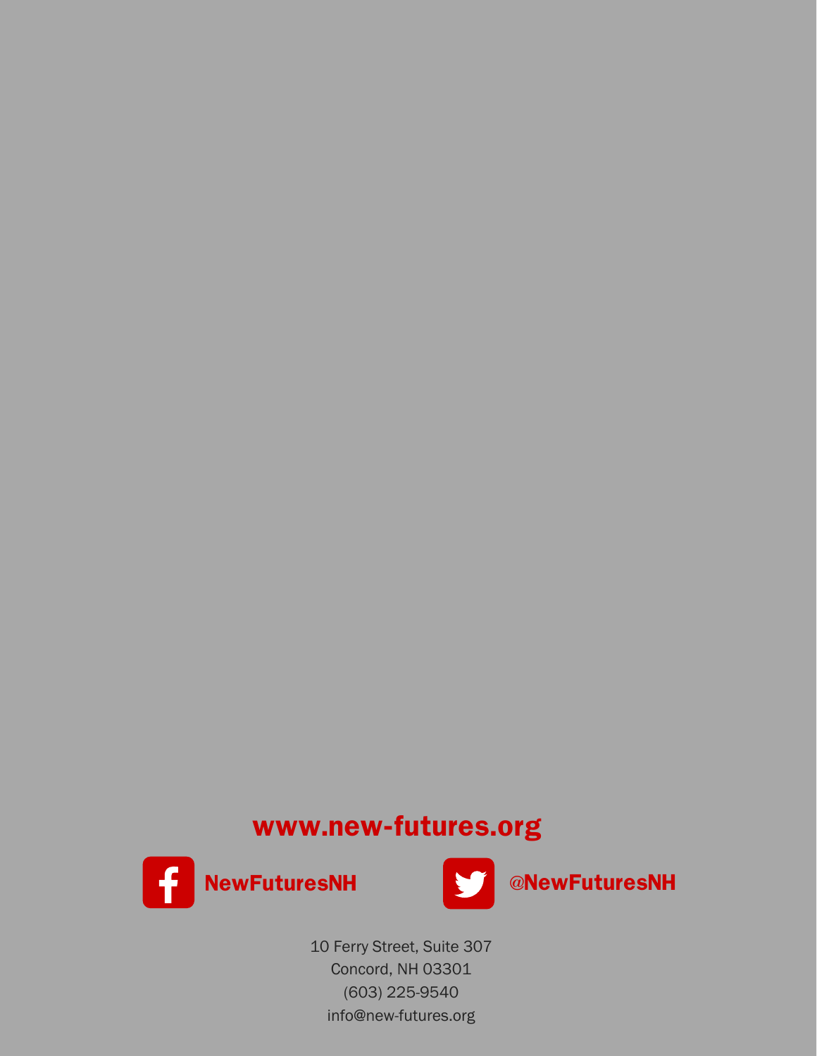**www.new-futures.org**

**NewFuturesNH** **@NewFuturesNH**

10 Ferry Street, Suite 307
Concord, NH 03301
(603) 225-9540
info@new-futures.org